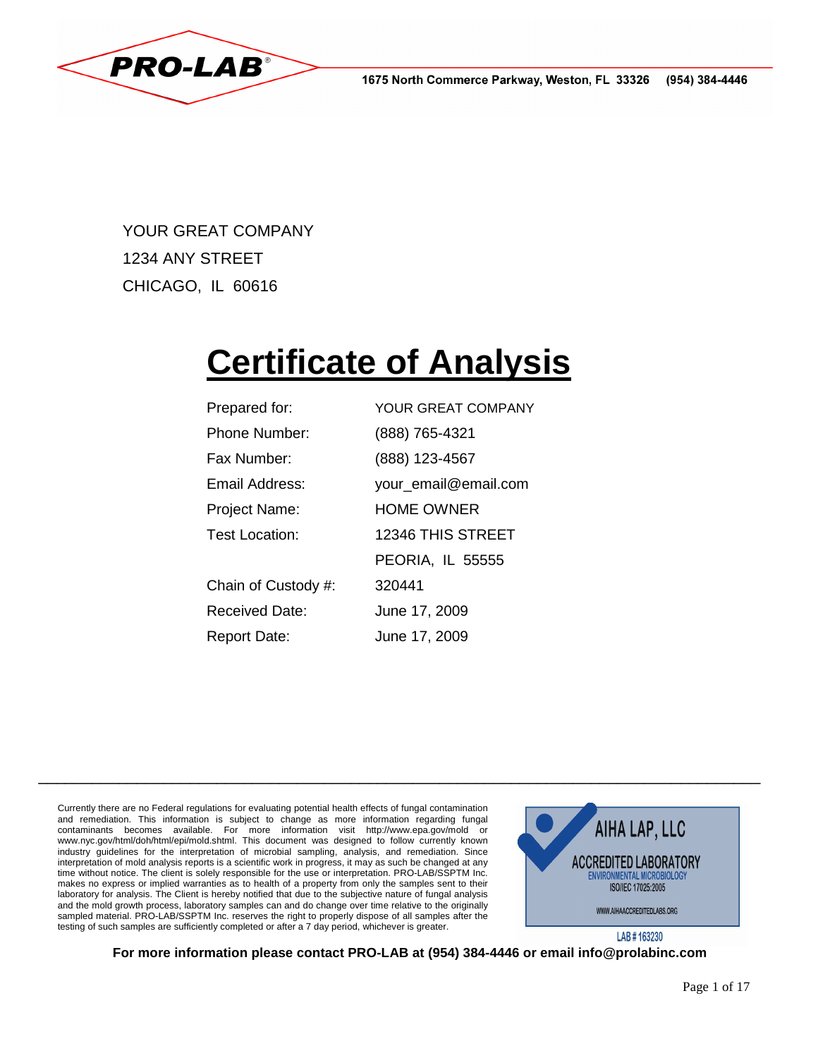PRO-LAB®

1675 North Commerce Parkway, Weston, FL 33326 (954) 384-4446

YOUR GREAT COMPANY
1234 ANY STREET
CHICAGO, IL 60616

# Certificate of Analysis

| | |
|---|---|
| Prepared for: | YOUR GREAT COMPANY |
| Phone Number: | (888) 765-4321 |
| Fax Number: | (888) 123-4567 |
| Email Address: | your_email@email.com |
| Project Name: | HOME OWNER |
| Test Location: | 12346 THIS STREET<br>PEORIA, IL 55555 |
| Chain of Custody #: | 320441 |
| Received Date: | June 17, 2009 |
| Report Date: | June 17, 2009 |

---

Currently there are no Federal regulations for evaluating potential health effects of fungal contamination and remediation. This information is subject to change as more information regarding fungal contaminants becomes available. For more information visit http://www.epa.gov/mold or www.nyc.gov/html/doh/html/epi/mold.shtml. This document was designed to follow currently known industry guidelines for the interpretation of microbial sampling, analysis, and remediation. Since interpretation of mold analysis reports is a scientific work in progress, it may as such be changed at any time without notice. The client is solely responsible for the use or interpretation. PRO-LAB/SSPTM Inc. makes no express or implied warranties as to health of a property from only the samples sent to their laboratory for analysis. The Client is hereby notified that due to the subjective nature of fungal analysis and the mold growth process, laboratory samples can and do change over time relative to the originally sampled material. PRO-LAB/SSPTM Inc. reserves the right to properly dispose of all samples after the testing of such samples are sufficiently completed or after a 7 day period, whichever is greater.

AIHA LAP, LLC
ACCREDITED LABORATORY
ENVIRONMENTAL MICROBIOLOGY
ISO/IEC 17025:2005
WWW.AIHAACCREDITEDLABS.ORG
LAB # 163230

**For more information please contact PRO-LAB at (954) 384-4446 or email info@prolabinc.com**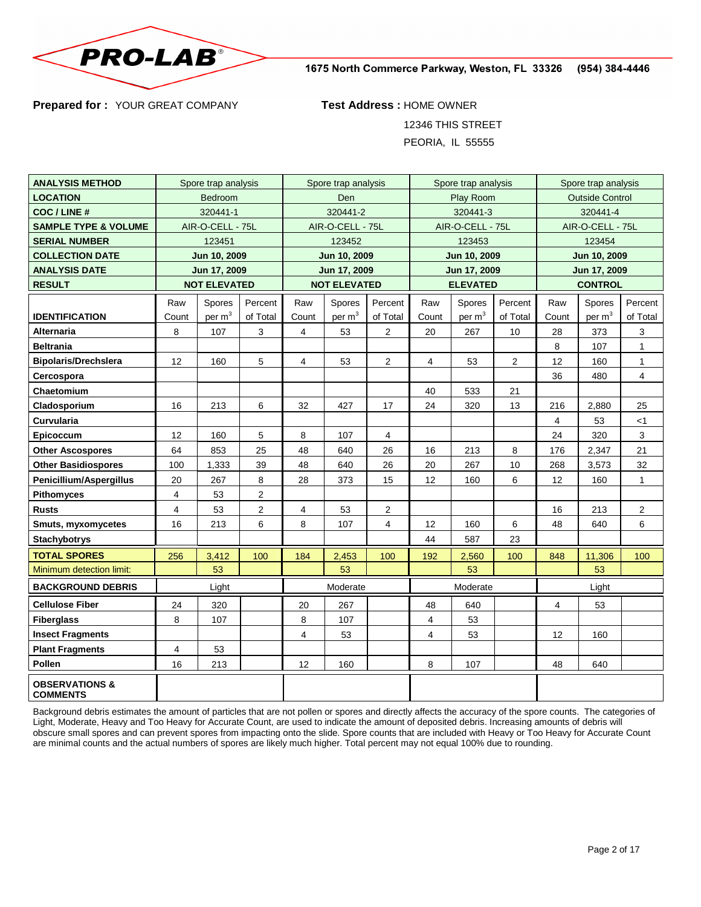**PRO-LAB®**

1675 North Commerce Parkway, Weston, FL 33326 (954) 384-4446

**Prepared for :** YOUR GREAT COMPANY

**Test Address :** HOME OWNER
12346 THIS STREET
PEORIA, IL 55555

| ANALYSIS METHOD | Spore trap analysis | | | Spore trap analysis | | | Spore trap analysis | | | Spore trap analysis | | |
|---|---|---|---|---|---|---|---|---|---|---|---|---|
| **LOCATION** | Bedroom | | | Den | | | Play Room | | | Outside Control | | |
| **COC / LINE #** | 320441-1 | | | 320441-2 | | | 320441-3 | | | 320441-4 | | |
| **SAMPLE TYPE & VOLUME** | AIR-O-CELL - 75L | | | AIR-O-CELL - 75L | | | AIR-O-CELL - 75L | | | AIR-O-CELL - 75L | | |
| **SERIAL NUMBER** | 123451 | | | 123452 | | | 123453 | | | 123454 | | |
| **COLLECTION DATE** | **Jun 10, 2009** | | | **Jun 10, 2009** | | | **Jun 10, 2009** | | | **Jun 10, 2009** | | |
| **ANALYSIS DATE** | **Jun 17, 2009** | | | **Jun 17, 2009** | | | **Jun 17, 2009** | | | **Jun 17, 2009** | | |
| **RESULT** | **NOT ELEVATED** | | | **NOT ELEVATED** | | | **ELEVATED** | | | **CONTROL** | | |
| **IDENTIFICATION** | Raw Count | Spores per $m^3$ | Percent of Total | Raw Count | Spores per $m^3$ | Percent of Total | Raw Count | Spores per $m^3$ | Percent of Total | Raw Count | Spores per $m^3$ | Percent of Total |
| **Alternaria** | 8 | 107 | 3 | 4 | 53 | 2 | 20 | 267 | 10 | 28 | 373 | 3 |
| **Beltrania** | | | | | | | | | | 8 | 107 | 1 |
| **Bipolaris/Drechslera** | 12 | 160 | 5 | 4 | 53 | 2 | 4 | 53 | 2 | 12 | 160 | 1 |
| **Cercospora** | | | | | | | | | | 36 | 480 | 4 |
| **Chaetomium** | | | | | | | 40 | 533 | 21 | | | |
| **Cladosporium** | 16 | 213 | 6 | 32 | 427 | 17 | 24 | 320 | 13 | 216 | 2,880 | 25 |
| **Curvularia** | | | | | | | | | | 4 | 53 | <1 |
| **Epicoccum** | 12 | 160 | 5 | 8 | 107 | 4 | | | | 24 | 320 | 3 |
| **Other Ascospores** | 64 | 853 | 25 | 48 | 640 | 26 | 16 | 213 | 8 | 176 | 2,347 | 21 |
| **Other Basidiospores** | 100 | 1,333 | 39 | 48 | 640 | 26 | 20 | 267 | 10 | 268 | 3,573 | 32 |
| **Penicillium/Aspergillus** | 20 | 267 | 8 | 28 | 373 | 15 | 12 | 160 | 6 | 12 | 160 | 1 |
| **Pithomyces** | 4 | 53 | 2 | | | | | | | | | |
| **Rusts** | 4 | 53 | 2 | 4 | 53 | 2 | | | | 16 | 213 | 2 |
| **Smuts, myxomycetes** | 16 | 213 | 6 | 8 | 107 | 4 | 12 | 160 | 6 | 48 | 640 | 6 |
| **Stachybotrys** | | | | | | | 44 | 587 | 23 | | | |
| **TOTAL SPORES** | 256 | 3,412 | 100 | 184 | 2,453 | 100 | 192 | 2,560 | 100 | 848 | 11,306 | 100 |
| Minimum detection limit: | | 53 | | | 53 | | | 53 | | | 53 | |
| **BACKGROUND DEBRIS** | Light | | | Moderate | | | Moderate | | | Light | | |
| **Cellulose Fiber** | 24 | 320 | | 20 | 267 | | 48 | 640 | | 4 | 53 | |
| **Fiberglass** | 8 | 107 | | 8 | 107 | | 4 | 53 | | | | |
| **Insect Fragments** | | | | 4 | 53 | | 4 | 53 | | 12 | 160 | |
| **Plant Fragments** | 4 | 53 | | | | | | | | | | |
| **Pollen** | 16 | 213 | | 12 | 160 | | 8 | 107 | | 48 | 640 | |
| **OBSERVATIONS & COMMENTS** | | | | | | | | | | | | |

Background debris estimates the amount of particles that are not pollen or spores and directly affects the accuracy of the spore counts. The categories of Light, Moderate, Heavy and Too Heavy for Accurate Count, are used to indicate the amount of deposited debris. Increasing amounts of debris will obscure small spores and can prevent spores from impacting onto the slide. Spore counts that are included with Heavy or Too Heavy for Accurate Count are minimal counts and the actual numbers of spores are likely much higher. Total percent may not equal 100% due to rounding.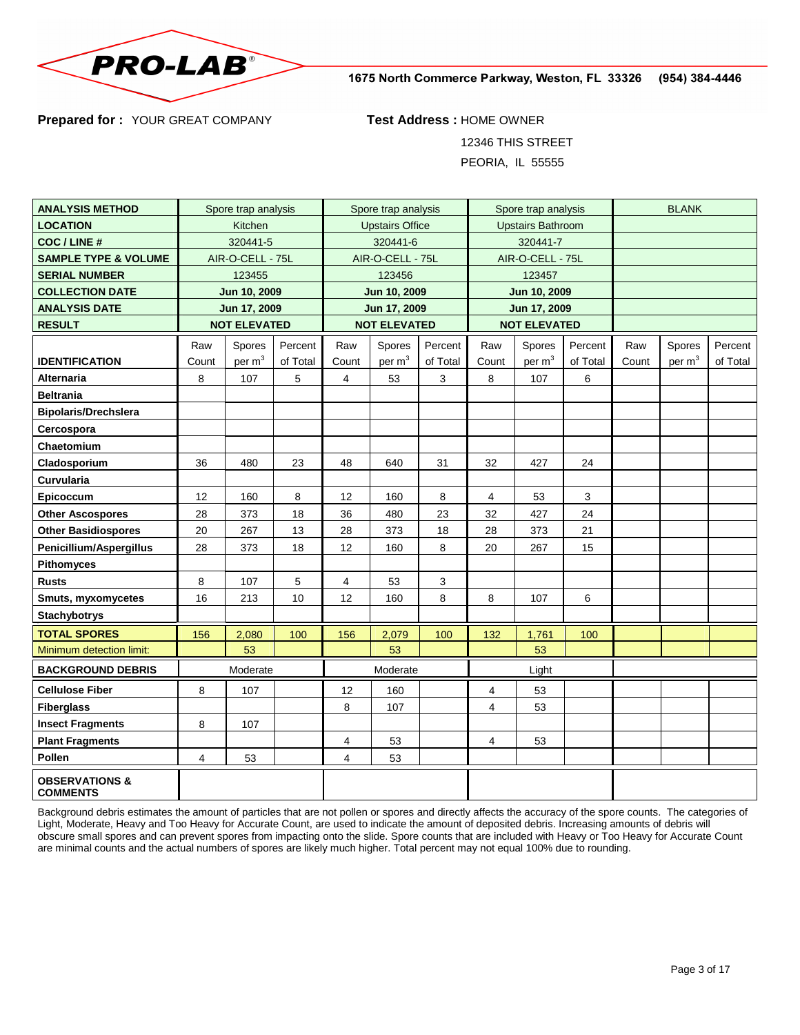PRO-LAB®

1675 North Commerce Parkway, Weston, FL 33326 (954) 384-4446

**Prepared for :** YOUR GREAT COMPANY

**Test Address :** HOME OWNER
12346 THIS STREET
PEORIA, IL 55555

| **ANALYSIS METHOD** | Spore trap analysis | | | Spore trap analysis | | | Spore trap analysis | | | BLANK | | |
|---|---|---|---|---|---|---|---|---|---|---|---|---|
| **LOCATION** | Kitchen | | | Upstairs Office | | | Upstairs Bathroom | | | | | |
| **COC / LINE #** | 320441-5 | | | 320441-6 | | | 320441-7 | | | | | |
| **SAMPLE TYPE & VOLUME** | AIR-O-CELL - 75L | | | AIR-O-CELL - 75L | | | AIR-O-CELL - 75L | | | | | |
| **SERIAL NUMBER** | 123455 | | | 123456 | | | 123457 | | | | | |
| **COLLECTION DATE** | **Jun 10, 2009** | | | **Jun 10, 2009** | | | **Jun 10, 2009** | | | | | |
| **ANALYSIS DATE** | **Jun 17, 2009** | | | **Jun 17, 2009** | | | **Jun 17, 2009** | | | | | |
| **RESULT** | **NOT ELEVATED** | | | **NOT ELEVATED** | | | **NOT ELEVATED** | | | | | |
| **IDENTIFICATION** | Raw Count | Spores per $m^3$ | Percent of Total | Raw Count | Spores per $m^3$ | Percent of Total | Raw Count | Spores per $m^3$ | Percent of Total | Raw Count | Spores per $m^3$ | Percent of Total |
| **Alternaria** | 8 | 107 | 5 | 4 | 53 | 3 | 8 | 107 | 6 | | | |
| **Beltrania** | | | | | | | | | | | | |
| **Bipolaris/Drechslera** | | | | | | | | | | | | |
| **Cercospora** | | | | | | | | | | | | |
| **Chaetomium** | | | | | | | | | | | | |
| **Cladosporium** | 36 | 480 | 23 | 48 | 640 | 31 | 32 | 427 | 24 | | | |
| **Curvularia** | | | | | | | | | | | | |
| **Epicoccum** | 12 | 160 | 8 | 12 | 160 | 8 | 4 | 53 | 3 | | | |
| **Other Ascospores** | 28 | 373 | 18 | 36 | 480 | 23 | 32 | 427 | 24 | | | |
| **Other Basidiospores** | 20 | 267 | 13 | 28 | 373 | 18 | 28 | 373 | 21 | | | |
| **Penicillium/Aspergillus** | 28 | 373 | 18 | 12 | 160 | 8 | 20 | 267 | 15 | | | |
| **Pithomyces** | | | | | | | | | | | | |
| **Rusts** | 8 | 107 | 5 | 4 | 53 | 3 | | | | | | |
| **Smuts, myxomycetes** | 16 | 213 | 10 | 12 | 160 | 8 | 8 | 107 | 6 | | | |
| **Stachybotrys** | | | | | | | | | | | | |
| **TOTAL SPORES** | 156 | 2,080 | 100 | 156 | 2,079 | 100 | 132 | 1,761 | 100 | | | |
| Minimum detection limit: | | 53 | | | 53 | | | 53 | | | | |
| **BACKGROUND DEBRIS** | Moderate | | | Moderate | | | Light | | | | | |
| **Cellulose Fiber** | 8 | 107 | | 12 | 160 | | 4 | 53 | | | | |
| **Fiberglass** | | | | 8 | 107 | | 4 | 53 | | | | |
| **Insect Fragments** | 8 | 107 | | | | | | | | | | |
| **Plant Fragments** | | | | 4 | 53 | | 4 | 53 | | | | |
| **Pollen** | 4 | 53 | | 4 | 53 | | | | | | | |
| **OBSERVATIONS & COMMENTS** | | | | | | | | | | | | |

Background debris estimates the amount of particles that are not pollen or spores and directly affects the accuracy of the spore counts. The categories of Light, Moderate, Heavy and Too Heavy for Accurate Count, are used to indicate the amount of deposited debris. Increasing amounts of debris will obscure small spores and can prevent spores from impacting onto the slide. Spore counts that are included with Heavy or Too Heavy for Accurate Count are minimal counts and the actual numbers of spores are likely much higher. Total percent may not equal 100% due to rounding.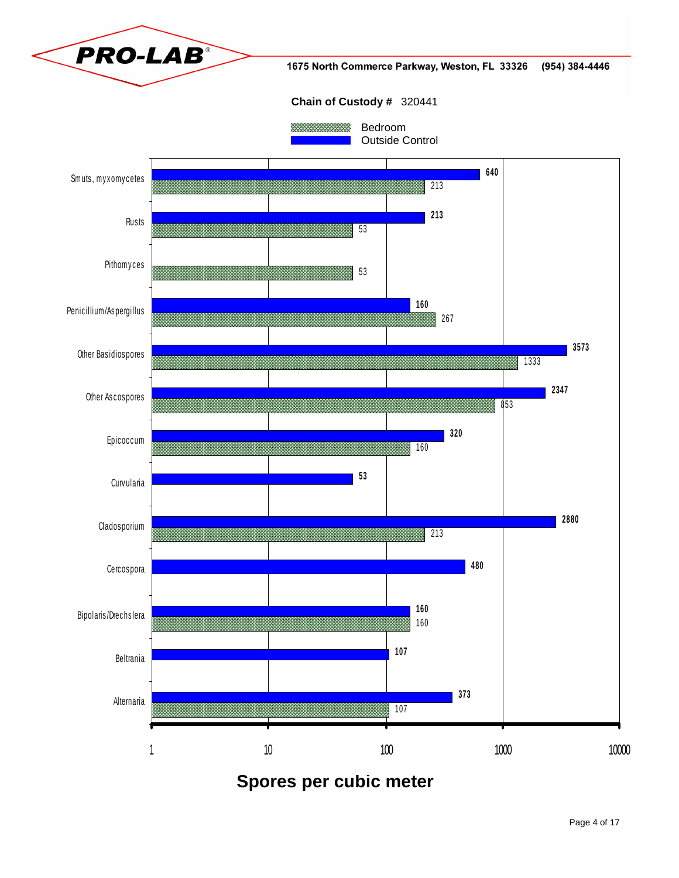PRO-LAB®

1675 North Commerce Parkway, Weston, FL 33326 (954) 384-4446

**Chain of Custody #** 320441

| Spore Type | Bedroom | Outside Control |
|---|---|---|
| Smuts, myxomycetes | 213 | 640 |
| Rusts | 53 | 213 |
| Pithomyces | 53 | |
| Penicillium/Aspergillus | 267 | 160 |
| Other Basidiospores | 1333 | 3573 |
| Other Ascospores | 853 | 2347 |
| Epicoccum | 160 | 320 |
| Curvularia | | 53 |
| Cladosporium | 213 | 2880 |
| Cercospora | | 480 |
| Bipolaris/Drechslera | 160 | 160 |
| Beltrania | | 107 |
| Alternaria | 107 | 373 |

**Spores per cubic meter**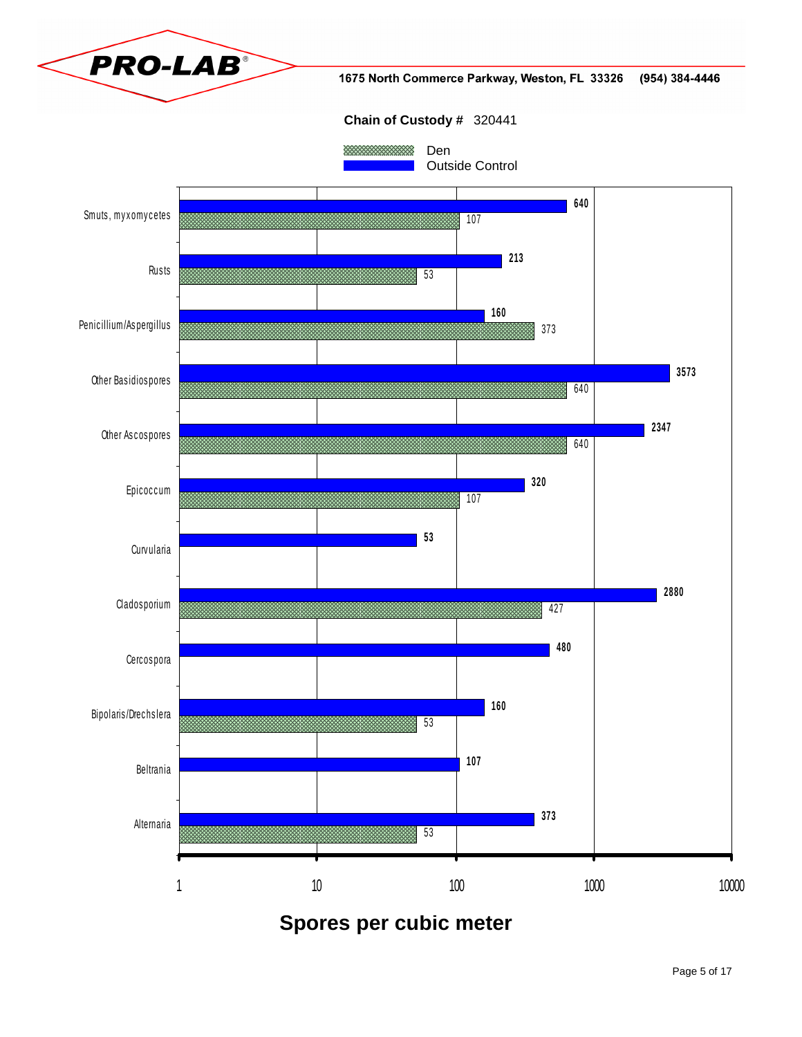PRO-LAB®

1675 North Commerce Parkway, Weston, FL 33326 (954) 384-4446

**Chain of Custody #** 320441

| Spore Type | Den | Outside Control |
|---|---|---|
| Smuts, myxomycetes | 107 | 640 |
| Rusts | 53 | 213 |
| Penicillium/Aspergillus | 373 | 160 |
| Other Basidiospores | 640 | 3573 |
| Other Ascospores | 640 | 2347 |
| Epicoccum | 107 | 320 |
| Curvularia | | 53 |
| Cladosporium | 427 | 2880 |
| Cercospora | | 480 |
| Bipolaris/Drechslera | 53 | 160 |
| Beltrania | | 107 |
| Alternaria | 53 | 373 |

**Spores per cubic meter**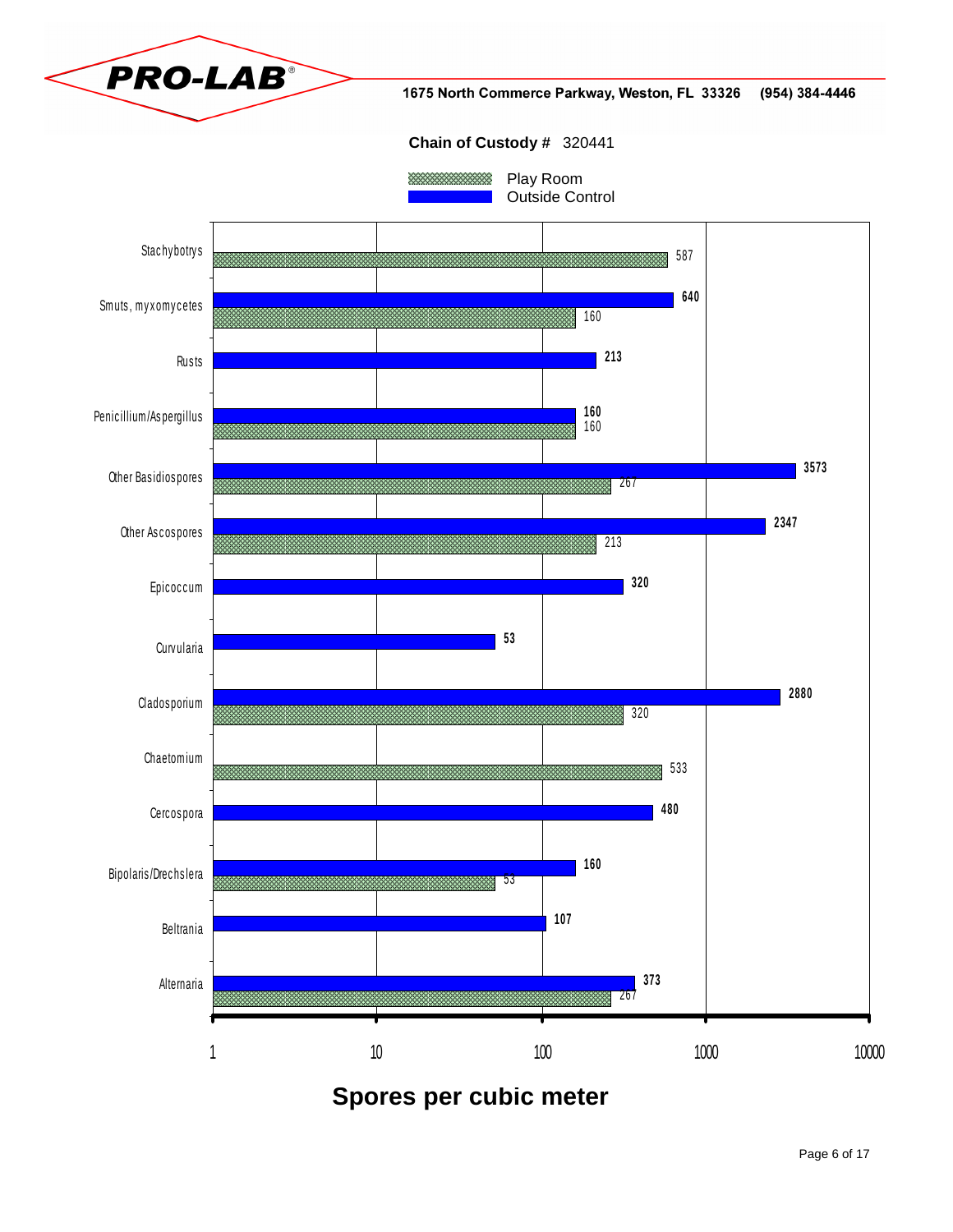1675 North Commerce Parkway, Weston, FL 33326 (954) 384-4446

**Chain of Custody #** 320441

| Spore type | Play Room | Outside Control |
| --- | --- | --- |
| Stachybotrys | 587 | |
| Smuts, myxomycetes | 160 | 640 |
| Rusts | | 213 |
| Penicillium/Aspergillus | 160 | 160 |
| Other Basidiospores | 267 | 3573 |
| Other Ascospores | 213 | 2347 |
| Epicoccum | | 320 |
| Curvularia | | 53 |
| Cladosporium | 320 | 2880 |
| Chaetomium | 533 | |
| Cercospora | | 480 |
| Bipolaris/Drechslera | 53 | 160 |
| Beltrania | | 107 |
| Alternaria | 267 | 373 |

**Spores per cubic meter**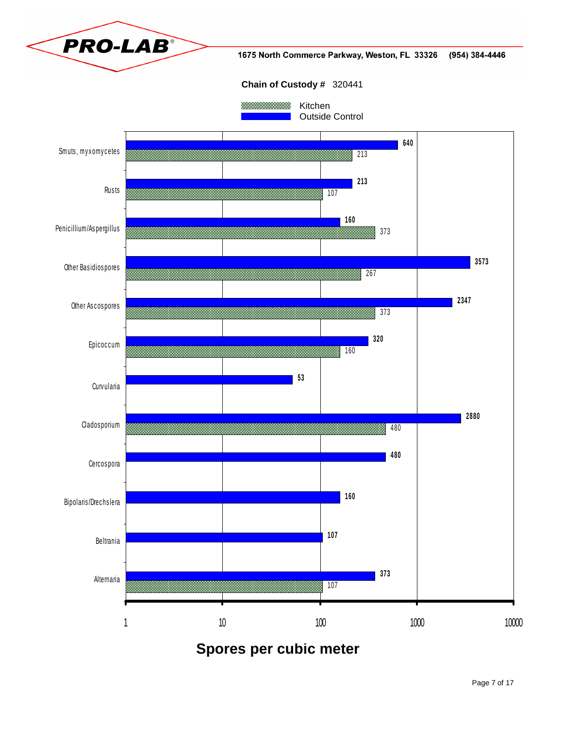PRO-LAB

1675 North Commerce Parkway, Weston, FL 33326 (954) 384-4446

**Chain of Custody #** 320441

| Spore type | Kitchen | Outside Control |
| --- | --- | --- |
| Smuts, myxomycetes | 213 | 640 |
| Rusts | 107 | 213 |
| Penicillium/Aspergillus | 373 | 160 |
| Other Basidiospores | 267 | 3573 |
| Other Ascospores | 373 | 2347 |
| Epicoccum | 160 | 320 |
| Curvularia | | 53 |
| Cladosporium | 480 | 2880 |
| Cercospora | | 480 |
| Bipolaris/Drechslera | | 160 |
| Beltrania | | 107 |
| Alternaria | 107 | 373 |

**Spores per cubic meter**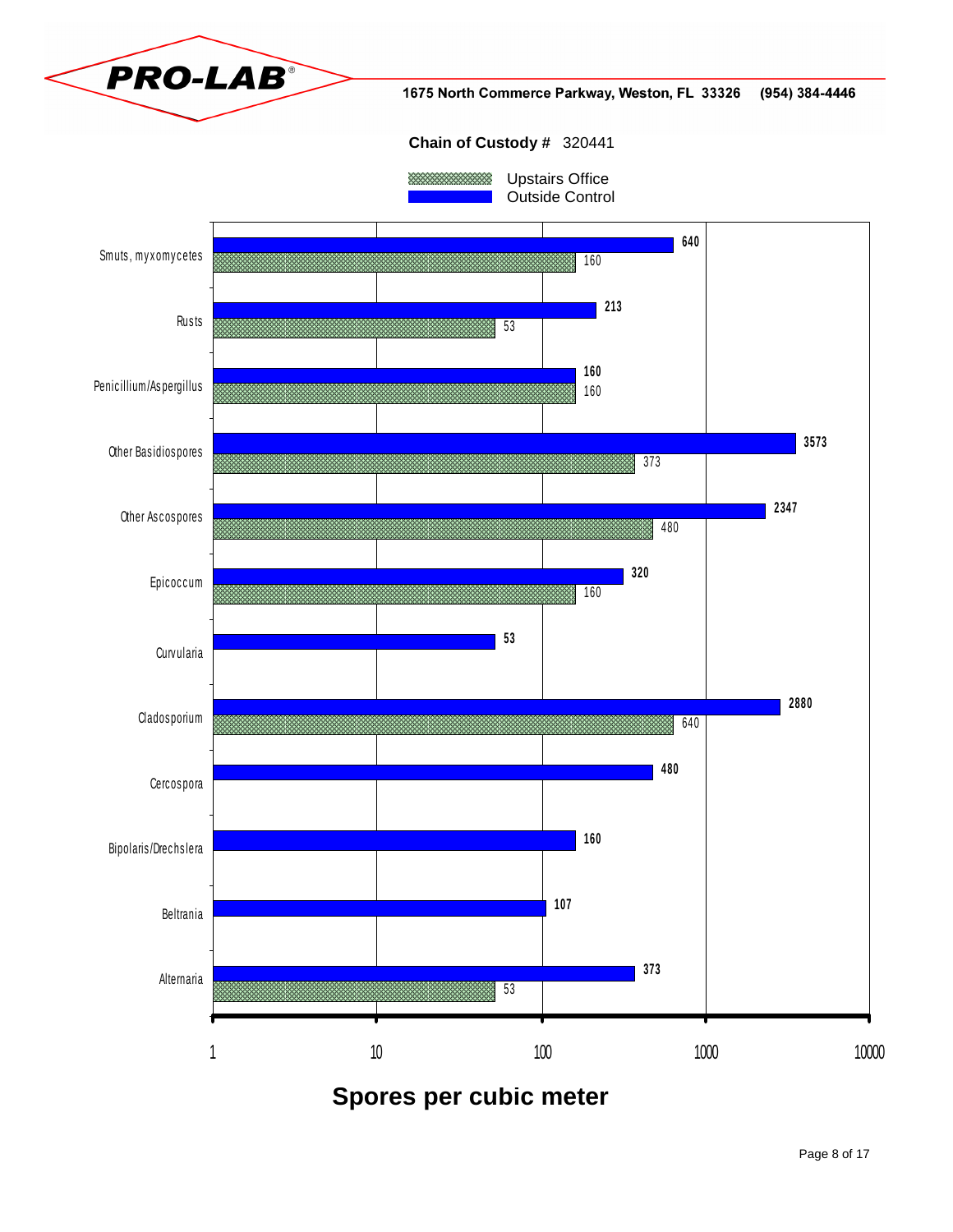**Chain of Custody #** 320441

Legend: Upstairs Office | Outside Control

| | Upstairs Office | Outside Control |
|---|---|---|
| Smuts, myxomycetes | 160 | 640 |
| Rusts | 53 | 213 |
| Penicillium/Aspergillus | 160 | 160 |
| Other Basidiospores | 373 | 3573 |
| Other Ascospores | 480 | 2347 |
| Epicoccum | 160 | 320 |
| Curvularia | | 53 |
| Cladosporium | 640 | 2880 |
| Cercospora | | 480 |
| Bipolaris/Drechslera | | 160 |
| Beltrania | | 107 |
| Alternaria | 53 | 373 |

Axis: 1, 10, 100, 1000, 10000

**Spores per cubic meter**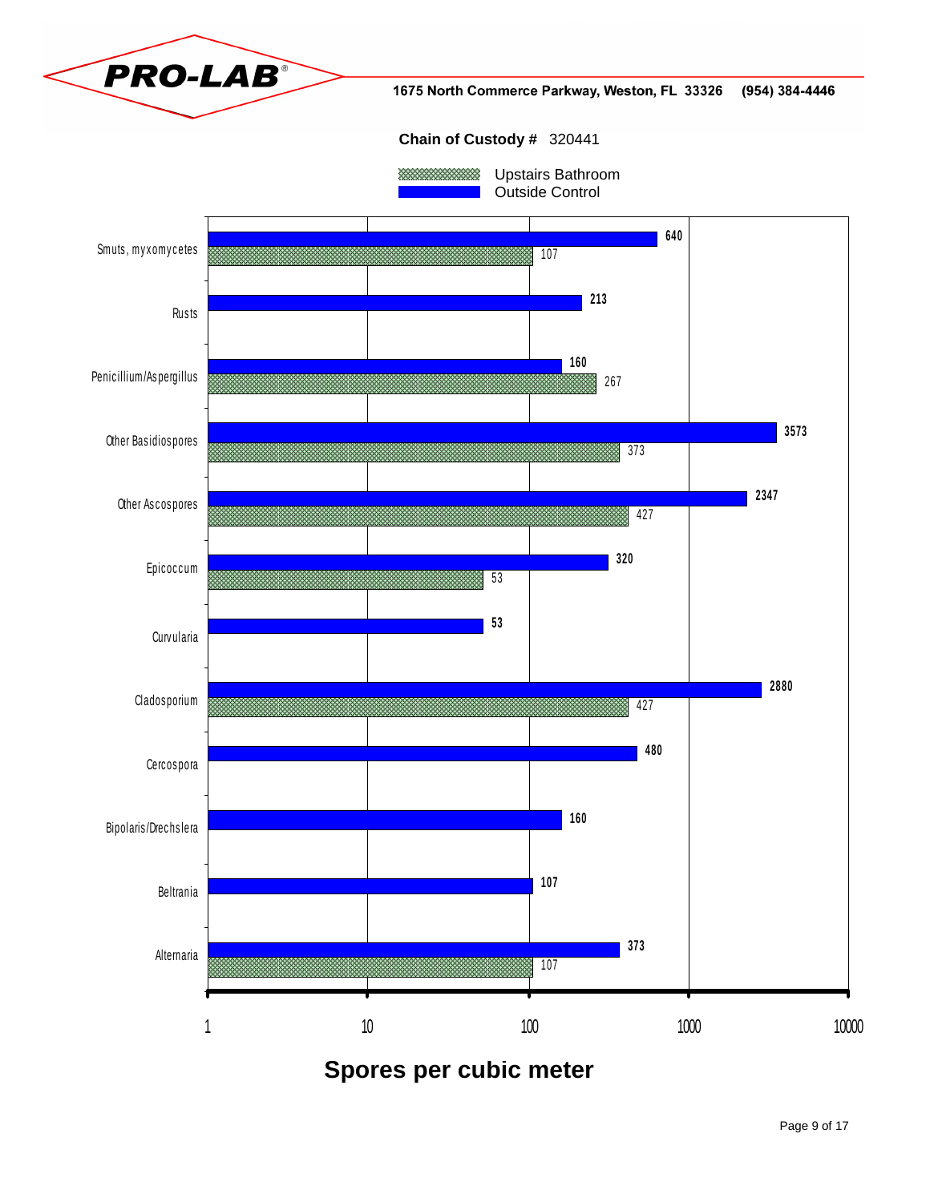**PRO-LAB**

1675 North Commerce Parkway, Weston, FL 33326 (954) 384-4446

**Chain of Custody #** 320441

| Spore Type | Upstairs Bathroom | Outside Control |
|---|---|---|
| Smuts, myxomycetes | 107 | 640 |
| Rusts | | 213 |
| Penicillium/Aspergillus | 267 | 160 |
| Other Basidiospores | 373 | 3573 |
| Other Ascospores | 427 | 2347 |
| Epicoccum | 53 | 320 |
| Curvularia | | 53 |
| Cladosporium | 427 | 2880 |
| Cercospora | | 480 |
| Bipolaris/Drechslera | | 160 |
| Beltrania | | 107 |
| Alternaria | 107 | 373 |

**Spores per cubic meter**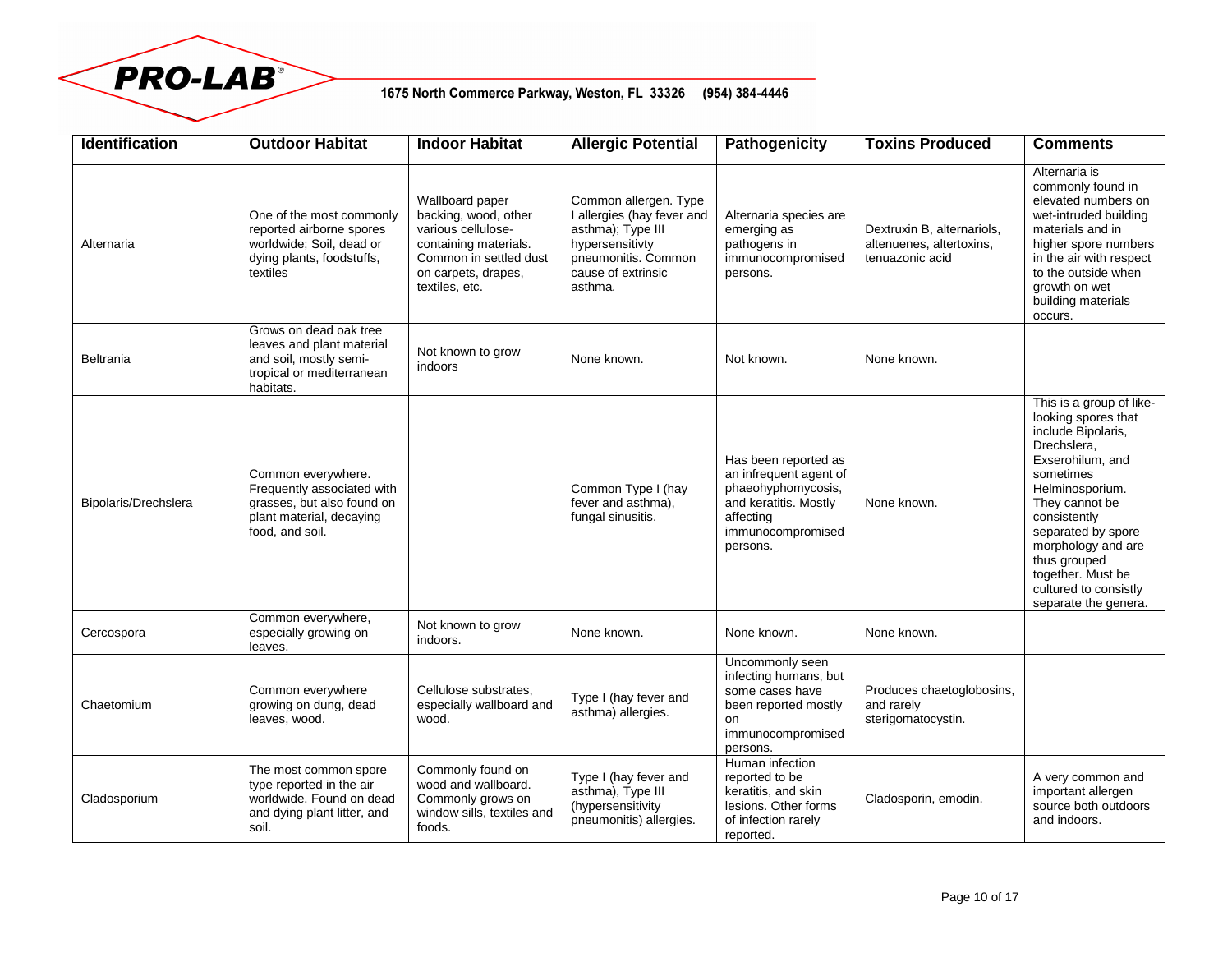| Identification | Outdoor Habitat | Indoor Habitat | Allergic Potential | Pathogenicity | Toxins Produced | Comments |
|---|---|---|---|---|---|---|
| Alternaria | One of the most commonly reported airborne spores worldwide; Soil, dead or dying plants, foodstuffs, textiles | Wallboard paper backing, wood, other various cellulose-containing materials. Common in settled dust on carpets, drapes, textiles, etc. | Common allergen. Type I allergies (hay fever and asthma); Type III hypersensitivty pneumonitis. Common cause of extrinsic asthma. | Alternaria species are emerging as pathogens in immunocompromised persons. | Dextruxin B, alternariols, altenuenes, altertoxins, tenuazonic acid | Alternaria is commonly found in elevated numbers on wet-intruded building materials and in higher spore numbers in the air with respect to the outside when growth on wet building materials occurs. |
| Beltrania | Grows on dead oak tree leaves and plant material and soil, mostly semi-tropical or mediterranean habitats. | Not known to grow indoors | None known. | Not known. | None known. | |
| Bipolaris/Drechslera | Common everywhere. Frequently associated with grasses, but also found on plant material, decaying food, and soil. | | Common Type I (hay fever and asthma), fungal sinusitis. | Has been reported as an infrequent agent of phaeohyphomycosis, and keratitis. Mostly affecting immunocompromised persons. | None known. | This is a group of like-looking spores that include Bipolaris, Drechslera, Exserohilum, and sometimes Helminosporium. They cannot be consistently separated by spore morphology and are thus grouped together. Must be cultured to consistly separate the genera. |
| Cercospora | Common everywhere, especially growing on leaves. | Not known to grow indoors. | None known. | None known. | None known. | |
| Chaetomium | Common everywhere growing on dung, dead leaves, wood. | Cellulose substrates, especially wallboard and wood. | Type I (hay fever and asthma) allergies. | Uncommonly seen infecting humans, but some cases have been reported mostly on immunocompromised persons. | Produces chaetoglobosins, and rarely sterigomatocystin. | |
| Cladosporium | The most common spore type reported in the air worldwide. Found on dead and dying plant litter, and soil. | Commonly found on wood and wallboard. Commonly grows on window sills, textiles and foods. | Type I (hay fever and asthma), Type III (hypersensitivity pneumonitis) allergies. | Human infection reported to be keratitis, and skin lesions. Other forms of infection rarely reported. | Cladosporin, emodin. | A very common and important allergen source both outdoors and indoors. |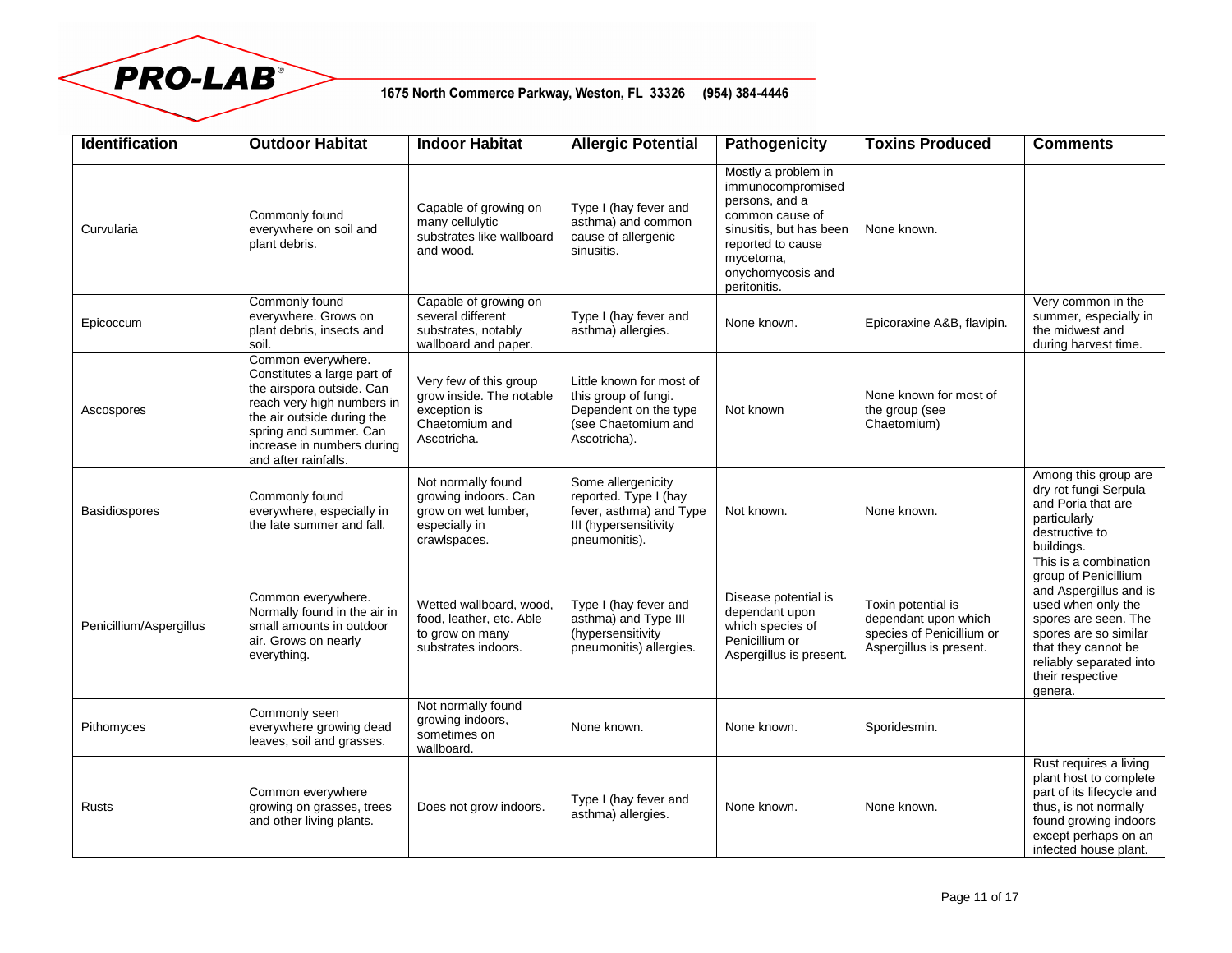| Identification | Outdoor Habitat | Indoor Habitat | Allergic Potential | Pathogenicity | Toxins Produced | Comments |
|---|---|---|---|---|---|---|
| Curvularia | Commonly found everywhere on soil and plant debris. | Capable of growing on many cellulytic substrates like wallboard and wood. | Type I (hay fever and asthma) and common cause of allergenic sinusitis. | Mostly a problem in immunocompromised persons, and a common cause of sinusitis, but has been reported to cause mycetoma, onychomycosis and peritonitis. | None known. | |
| Epicoccum | Commonly found everywhere. Grows on plant debris, insects and soil. | Capable of growing on several different substrates, notably wallboard and paper. | Type I (hay fever and asthma) allergies. | None known. | Epicoraxine A&B, flavipin. | Very common in the summer, especially in the midwest and during harvest time. |
| Ascospores | Common everywhere. Constitutes a large part of the airspora outside. Can reach very high numbers in the air outside during the spring and summer. Can increase in numbers during and after rainfalls. | Very few of this group grow inside. The notable exception is Chaetomium and Ascotricha. | Little known for most of this group of fungi. Dependent on the type (see Chaetomium and Ascotricha). | Not known | None known for most of the group (see Chaetomium) | |
| Basidiospores | Commonly found everywhere, especially in the late summer and fall. | Not normally found growing indoors. Can grow on wet lumber, especially in crawlspaces. | Some allergenicity reported. Type I (hay fever, asthma) and Type III (hypersensitivity pneumonitis). | Not known. | None known. | Among this group are dry rot fungi Serpula and Poria that are particularly destructive to buildings. |
| Penicillium/Aspergillus | Common everywhere. Normally found in the air in small amounts in outdoor air. Grows on nearly everything. | Wetted wallboard, wood, food, leather, etc. Able to grow on many substrates indoors. | Type I (hay fever and asthma) and Type III (hypersensitivity pneumonitis) allergies. | Disease potential is dependant upon which species of Penicillium or Aspergillus is present. | Toxin potential is dependant upon which species of Penicillium or Aspergillus is present. | This is a combination group of Penicillium and Aspergillus and is used when only the spores are seen. The spores are so similar that they cannot be reliably separated into their respective genera. |
| Pithomyces | Commonly seen everywhere growing dead leaves, soil and grasses. | Not normally found growing indoors, sometimes on wallboard. | None known. | None known. | Sporidesmin. | |
| Rusts | Common everywhere growing on grasses, trees and other living plants. | Does not grow indoors. | Type I (hay fever and asthma) allergies. | None known. | None known. | Rust requires a living plant host to complete part of its lifecycle and thus, is not normally found growing indoors except perhaps on an infected house plant. |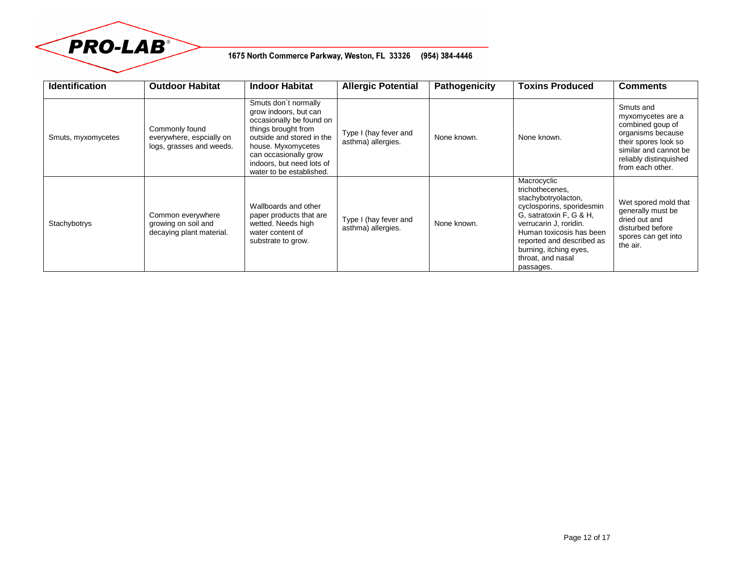| Identification | Outdoor Habitat | Indoor Habitat | Allergic Potential | Pathogenicity | Toxins Produced | Comments |
|---|---|---|---|---|---|---|
| Smuts, myxomycetes | Commonly found everywhere, espcially on logs, grasses and weeds. | Smuts don`t normally grow indoors, but can occasionally be found on things brought from outside and stored in the house. Myxomycetes can occasionally grow indoors, but need lots of water to be established. | Type I (hay fever and asthma) allergies. | None known. | None known. | Smuts and myxomycetes are a combined goup of organisms because their spores look so similar and cannot be reliably distinguished from each other. |
| Stachybotrys | Common everywhere growing on soil and decaying plant material. | Wallboards and other paper products that are wetted. Needs high water content of substrate to grow. | Type I (hay fever and asthma) allergies. | None known. | Macrocyclic trichothecenes, stachybotryolacton, cyclosporins, sporidesmin G, satratoxin F, G & H, verrucarin J, roridin. Human toxicosis has been reported and described as burning, itching eyes, throat, and nasal passages. | Wet spored mold that generally must be dried out and disturbed before spores can get into the air. |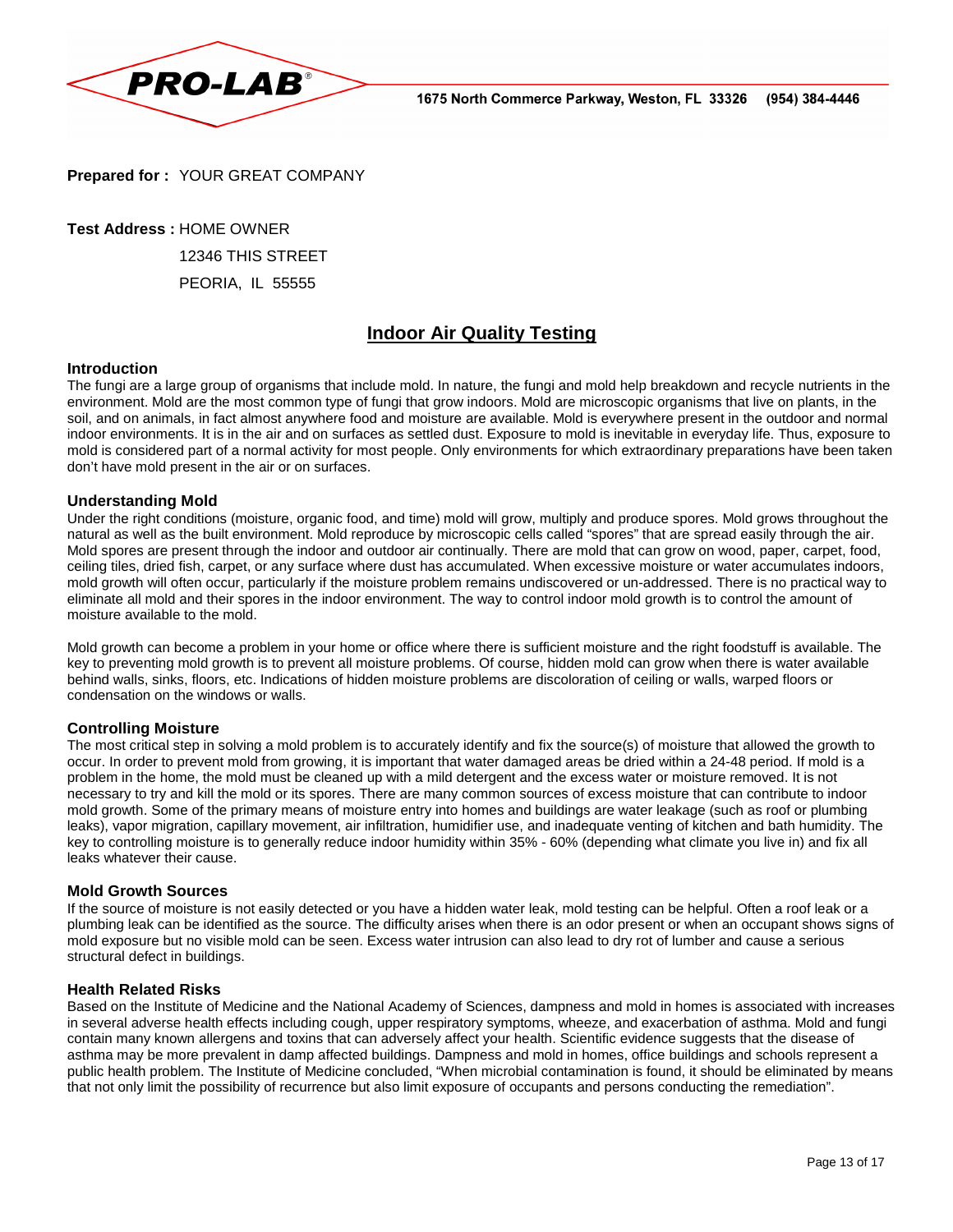**PRO-LAB®** 1675 North Commerce Parkway, Weston, FL 33326 (954) 384-4446

**Prepared for :** YOUR GREAT COMPANY

**Test Address :** HOME OWNER
12346 THIS STREET
PEORIA, IL 55555

# Indoor Air Quality Testing

### Introduction

The fungi are a large group of organisms that include mold. In nature, the fungi and mold help breakdown and recycle nutrients in the environment. Mold are the most common type of fungi that grow indoors. Mold are microscopic organisms that live on plants, in the soil, and on animals, in fact almost anywhere food and moisture are available. Mold is everywhere present in the outdoor and normal indoor environments. It is in the air and on surfaces as settled dust. Exposure to mold is inevitable in everyday life. Thus, exposure to mold is considered part of a normal activity for most people. Only environments for which extraordinary preparations have been taken don't have mold present in the air or on surfaces.

### Understanding Mold

Under the right conditions (moisture, organic food, and time) mold will grow, multiply and produce spores. Mold grows throughout the natural as well as the built environment. Mold reproduce by microscopic cells called "spores" that are spread easily through the air. Mold spores are present through the indoor and outdoor air continually. There are mold that can grow on wood, paper, carpet, food, ceiling tiles, dried fish, carpet, or any surface where dust has accumulated. When excessive moisture or water accumulates indoors, mold growth will often occur, particularly if the moisture problem remains undiscovered or un-addressed. There is no practical way to eliminate all mold and their spores in the indoor environment. The way to control indoor mold growth is to control the amount of moisture available to the mold.

Mold growth can become a problem in your home or office where there is sufficient moisture and the right foodstuff is available. The key to preventing mold growth is to prevent all moisture problems. Of course, hidden mold can grow when there is water available behind walls, sinks, floors, etc. Indications of hidden moisture problems are discoloration of ceiling or walls, warped floors or condensation on the windows or walls.

### Controlling Moisture

The most critical step in solving a mold problem is to accurately identify and fix the source(s) of moisture that allowed the growth to occur. In order to prevent mold from growing, it is important that water damaged areas be dried within a 24-48 period. If mold is a problem in the home, the mold must be cleaned up with a mild detergent and the excess water or moisture removed. It is not necessary to try and kill the mold or its spores. There are many common sources of excess moisture that can contribute to indoor mold growth. Some of the primary means of moisture entry into homes and buildings are water leakage (such as roof or plumbing leaks), vapor migration, capillary movement, air infiltration, humidifier use, and inadequate venting of kitchen and bath humidity. The key to controlling moisture is to generally reduce indoor humidity within 35% - 60% (depending what climate you live in) and fix all leaks whatever their cause.

### Mold Growth Sources

If the source of moisture is not easily detected or you have a hidden water leak, mold testing can be helpful. Often a roof leak or a plumbing leak can be identified as the source. The difficulty arises when there is an odor present or when an occupant shows signs of mold exposure but no visible mold can be seen. Excess water intrusion can also lead to dry rot of lumber and cause a serious structural defect in buildings.

### Health Related Risks

Based on the Institute of Medicine and the National Academy of Sciences, dampness and mold in homes is associated with increases in several adverse health effects including cough, upper respiratory symptoms, wheeze, and exacerbation of asthma. Mold and fungi contain many known allergens and toxins that can adversely affect your health. Scientific evidence suggests that the disease of asthma may be more prevalent in damp affected buildings. Dampness and mold in homes, office buildings and schools represent a public health problem. The Institute of Medicine concluded, "When microbial contamination is found, it should be eliminated by means that not only limit the possibility of recurrence but also limit exposure of occupants and persons conducting the remediation".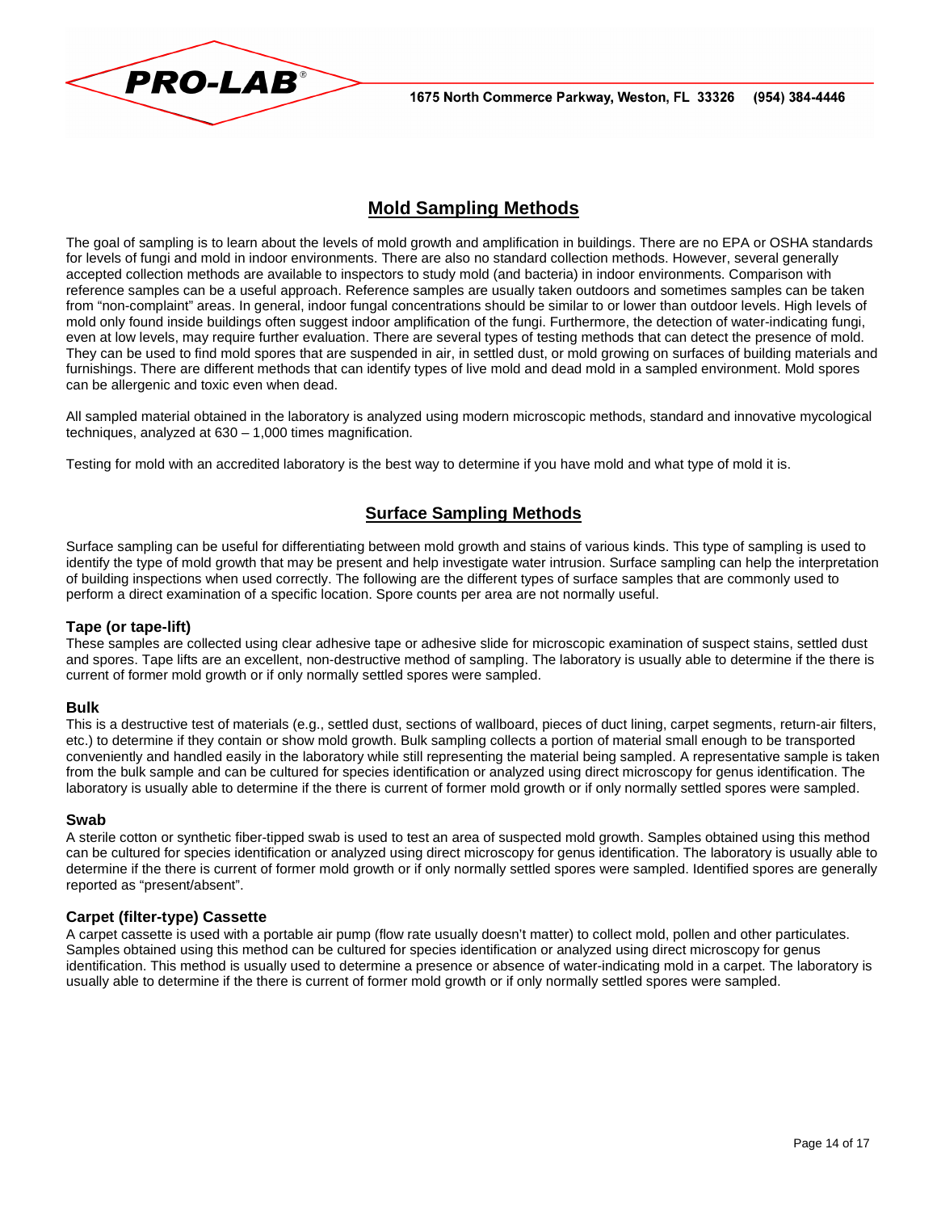# Mold Sampling Methods

The goal of sampling is to learn about the levels of mold growth and amplification in buildings. There are no EPA or OSHA standards for levels of fungi and mold in indoor environments. There are also no standard collection methods. However, several generally accepted collection methods are available to inspectors to study mold (and bacteria) in indoor environments. Comparison with reference samples can be a useful approach. Reference samples are usually taken outdoors and sometimes samples can be taken from "non-complaint" areas. In general, indoor fungal concentrations should be similar to or lower than outdoor levels. High levels of mold only found inside buildings often suggest indoor amplification of the fungi. Furthermore, the detection of water-indicating fungi, even at low levels, may require further evaluation. There are several types of testing methods that can detect the presence of mold. They can be used to find mold spores that are suspended in air, in settled dust, or mold growing on surfaces of building materials and furnishings. There are different methods that can identify types of live mold and dead mold in a sampled environment. Mold spores can be allergenic and toxic even when dead.

All sampled material obtained in the laboratory is analyzed using modern microscopic methods, standard and innovative mycological techniques, analyzed at 630 – 1,000 times magnification.

Testing for mold with an accredited laboratory is the best way to determine if you have mold and what type of mold it is.

## Surface Sampling Methods

Surface sampling can be useful for differentiating between mold growth and stains of various kinds. This type of sampling is used to identify the type of mold growth that may be present and help investigate water intrusion. Surface sampling can help the interpretation of building inspections when used correctly. The following are the different types of surface samples that are commonly used to perform a direct examination of a specific location. Spore counts per area are not normally useful.

### Tape (or tape-lift)

These samples are collected using clear adhesive tape or adhesive slide for microscopic examination of suspect stains, settled dust and spores. Tape lifts are an excellent, non-destructive method of sampling. The laboratory is usually able to determine if the there is current of former mold growth or if only normally settled spores were sampled.

### Bulk

This is a destructive test of materials (e.g., settled dust, sections of wallboard, pieces of duct lining, carpet segments, return-air filters, etc.) to determine if they contain or show mold growth. Bulk sampling collects a portion of material small enough to be transported conveniently and handled easily in the laboratory while still representing the material being sampled. A representative sample is taken from the bulk sample and can be cultured for species identification or analyzed using direct microscopy for genus identification. The laboratory is usually able to determine if the there is current of former mold growth or if only normally settled spores were sampled.

### Swab

A sterile cotton or synthetic fiber-tipped swab is used to test an area of suspected mold growth. Samples obtained using this method can be cultured for species identification or analyzed using direct microscopy for genus identification. The laboratory is usually able to determine if the there is current of former mold growth or if only normally settled spores were sampled. Identified spores are generally reported as "present/absent".

### Carpet (filter-type) Cassette

A carpet cassette is used with a portable air pump (flow rate usually doesn't matter) to collect mold, pollen and other particulates. Samples obtained using this method can be cultured for species identification or analyzed using direct microscopy for genus identification. This method is usually used to determine a presence or absence of water-indicating mold in a carpet. The laboratory is usually able to determine if the there is current of former mold growth or if only normally settled spores were sampled.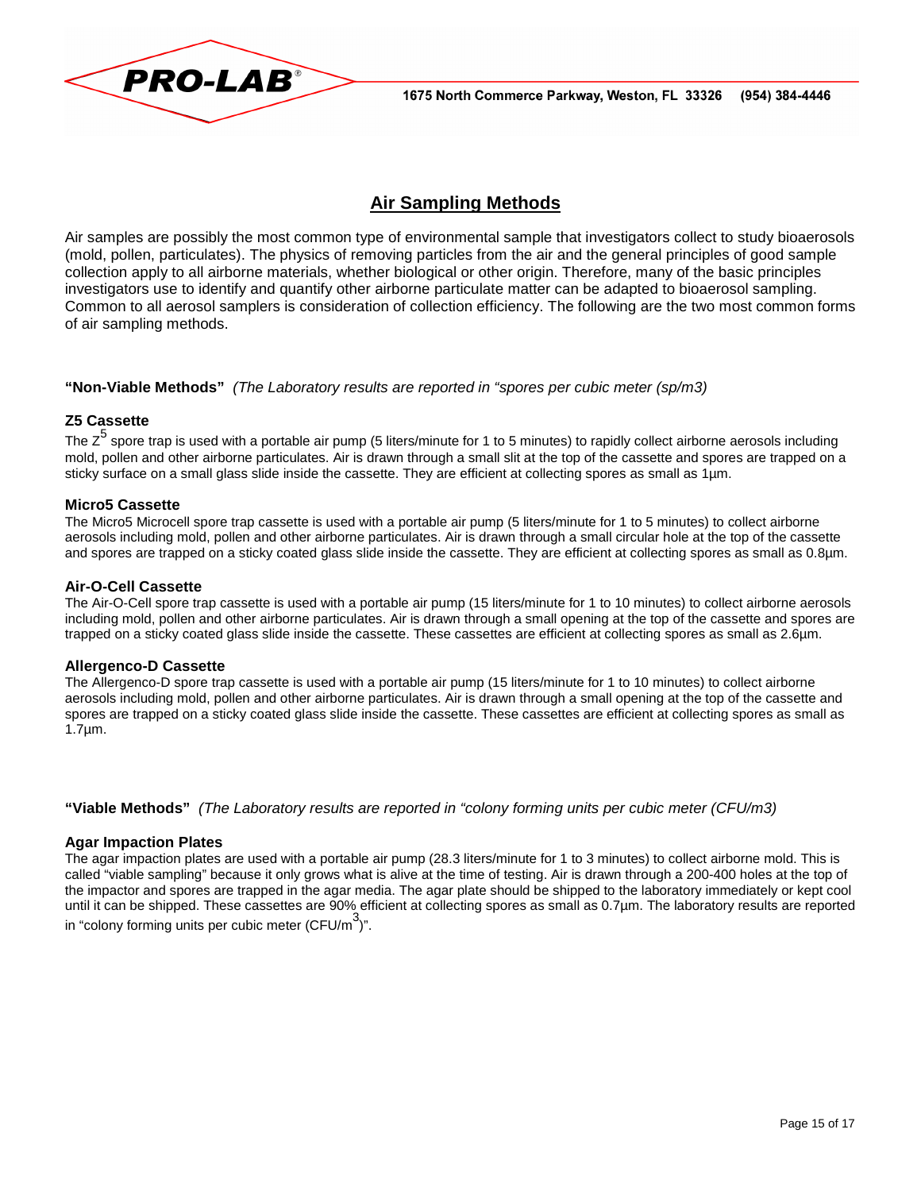# Air Sampling Methods

Air samples are possibly the most common type of environmental sample that investigators collect to study bioaerosols (mold, pollen, particulates). The physics of removing particles from the air and the general principles of good sample collection apply to all airborne materials, whether biological or other origin. Therefore, many of the basic principles investigators use to identify and quantify other airborne particulate matter can be adapted to bioaerosol sampling. Common to all aerosol samplers is consideration of collection efficiency. The following are the two most common forms of air sampling methods.

**"Non-Viable Methods"** *(The Laboratory results are reported in "spores per cubic meter (sp/m3)*

### Z5 Cassette

The $Z^5$ spore trap is used with a portable air pump (5 liters/minute for 1 to 5 minutes) to rapidly collect airborne aerosols including mold, pollen and other airborne particulates. Air is drawn through a small slit at the top of the cassette and spores are trapped on a sticky surface on a small glass slide inside the cassette. They are efficient at collecting spores as small as 1µm.

### Micro5 Cassette

The Micro5 Microcell spore trap cassette is used with a portable air pump (5 liters/minute for 1 to 5 minutes) to collect airborne aerosols including mold, pollen and other airborne particulates. Air is drawn through a small circular hole at the top of the cassette and spores are trapped on a sticky coated glass slide inside the cassette. They are efficient at collecting spores as small as 0.8µm.

### Air-O-Cell Cassette

The Air-O-Cell spore trap cassette is used with a portable air pump (15 liters/minute for 1 to 10 minutes) to collect airborne aerosols including mold, pollen and other airborne particulates. Air is drawn through a small opening at the top of the cassette and spores are trapped on a sticky coated glass slide inside the cassette. These cassettes are efficient at collecting spores as small as 2.6µm.

### Allergenco-D Cassette

The Allergenco-D spore trap cassette is used with a portable air pump (15 liters/minute for 1 to 10 minutes) to collect airborne aerosols including mold, pollen and other airborne particulates. Air is drawn through a small opening at the top of the cassette and spores are trapped on a sticky coated glass slide inside the cassette. These cassettes are efficient at collecting spores as small as 1.7µm.

**"Viable Methods"** *(The Laboratory results are reported in "colony forming units per cubic meter (CFU/m3)*

### Agar Impaction Plates

The agar impaction plates are used with a portable air pump (28.3 liters/minute for 1 to 3 minutes) to collect airborne mold. This is called "viable sampling" because it only grows what is alive at the time of testing. Air is drawn through a 200-400 holes at the top of the impactor and spores are trapped in the agar media. The agar plate should be shipped to the laboratory immediately or kept cool until it can be shipped. These cassettes are 90% efficient at collecting spores as small as 0.7µm. The laboratory results are reported in "colony forming units per cubic meter ($CFU/m^3$)".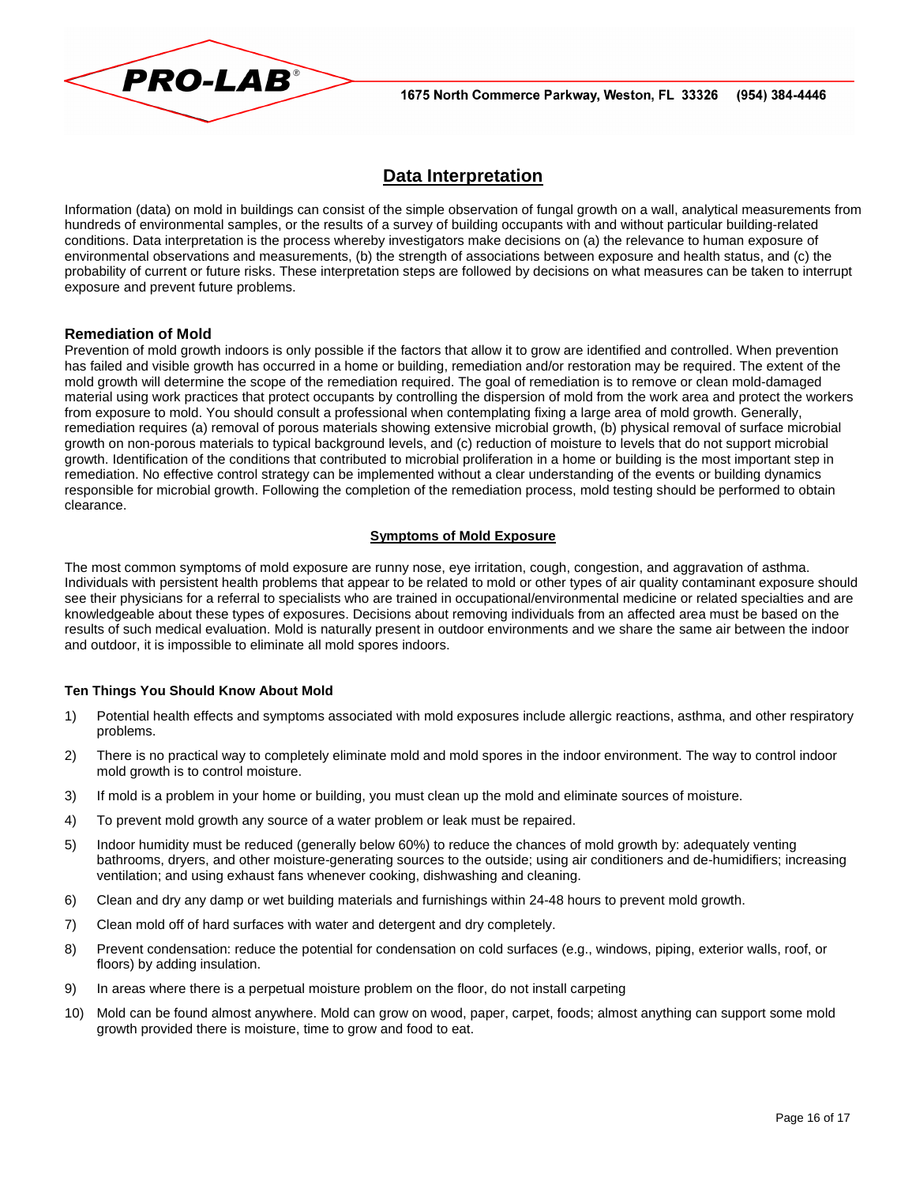## Data Interpretation

Information (data) on mold in buildings can consist of the simple observation of fungal growth on a wall, analytical measurements from hundreds of environmental samples, or the results of a survey of building occupants with and without particular building-related conditions. Data interpretation is the process whereby investigators make decisions on (a) the relevance to human exposure of environmental observations and measurements, (b) the strength of associations between exposure and health status, and (c) the probability of current or future risks. These interpretation steps are followed by decisions on what measures can be taken to interrupt exposure and prevent future problems.

### Remediation of Mold

Prevention of mold growth indoors is only possible if the factors that allow it to grow are identified and controlled. When prevention has failed and visible growth has occurred in a home or building, remediation and/or restoration may be required. The extent of the mold growth will determine the scope of the remediation required. The goal of remediation is to remove or clean mold-damaged material using work practices that protect occupants by controlling the dispersion of mold from the work area and protect the workers from exposure to mold. You should consult a professional when contemplating fixing a large area of mold growth. Generally, remediation requires (a) removal of porous materials showing extensive microbial growth, (b) physical removal of surface microbial growth on non-porous materials to typical background levels, and (c) reduction of moisture to levels that do not support microbial growth. Identification of the conditions that contributed to microbial proliferation in a home or building is the most important step in remediation. No effective control strategy can be implemented without a clear understanding of the events or building dynamics responsible for microbial growth. Following the completion of the remediation process, mold testing should be performed to obtain clearance.

### Symptoms of Mold Exposure

The most common symptoms of mold exposure are runny nose, eye irritation, cough, congestion, and aggravation of asthma. Individuals with persistent health problems that appear to be related to mold or other types of air quality contaminant exposure should see their physicians for a referral to specialists who are trained in occupational/environmental medicine or related specialties and are knowledgeable about these types of exposures. Decisions about removing individuals from an affected area must be based on the results of such medical evaluation. Mold is naturally present in outdoor environments and we share the same air between the indoor and outdoor, it is impossible to eliminate all mold spores indoors.

#### Ten Things You Should Know About Mold

1) Potential health effects and symptoms associated with mold exposures include allergic reactions, asthma, and other respiratory problems.
2) There is no practical way to completely eliminate mold and mold spores in the indoor environment. The way to control indoor mold growth is to control moisture.
3) If mold is a problem in your home or building, you must clean up the mold and eliminate sources of moisture.
4) To prevent mold growth any source of a water problem or leak must be repaired.
5) Indoor humidity must be reduced (generally below 60%) to reduce the chances of mold growth by: adequately venting bathrooms, dryers, and other moisture-generating sources to the outside; using air conditioners and de-humidifiers; increasing ventilation; and using exhaust fans whenever cooking, dishwashing and cleaning.
6) Clean and dry any damp or wet building materials and furnishings within 24-48 hours to prevent mold growth.
7) Clean mold off of hard surfaces with water and detergent and dry completely.
8) Prevent condensation: reduce the potential for condensation on cold surfaces (e.g., windows, piping, exterior walls, roof, or floors) by adding insulation.
9) In areas where there is a perpetual moisture problem on the floor, do not install carpeting
10) Mold can be found almost anywhere. Mold can grow on wood, paper, carpet, foods; almost anything can support some mold growth provided there is moisture, time to grow and food to eat.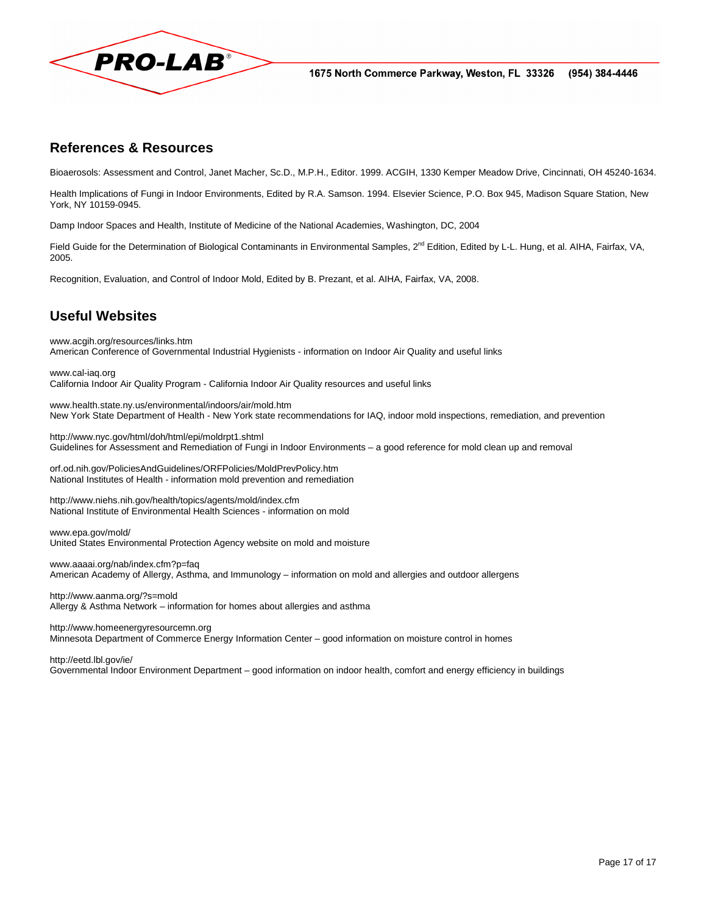## References & Resources

Bioaerosols: Assessment and Control, Janet Macher, Sc.D., M.P.H., Editor. 1999. ACGIH, 1330 Kemper Meadow Drive, Cincinnati, OH 45240-1634.

Health Implications of Fungi in Indoor Environments, Edited by R.A. Samson. 1994. Elsevier Science, P.O. Box 945, Madison Square Station, New York, NY 10159-0945.

Damp Indoor Spaces and Health, Institute of Medicine of the National Academies, Washington, DC, 2004

Field Guide for the Determination of Biological Contaminants in Environmental Samples, 2nd Edition, Edited by L-L. Hung, et al. AIHA, Fairfax, VA, 2005.

Recognition, Evaluation, and Control of Indoor Mold, Edited by B. Prezant, et al. AIHA, Fairfax, VA, 2008.

## Useful Websites

www.acgih.org/resources/links.htm
American Conference of Governmental Industrial Hygienists - information on Indoor Air Quality and useful links

www.cal-iaq.org
California Indoor Air Quality Program - California Indoor Air Quality resources and useful links

www.health.state.ny.us/environmental/indoors/air/mold.htm
New York State Department of Health - New York state recommendations for IAQ, indoor mold inspections, remediation, and prevention

http://www.nyc.gov/html/doh/html/epi/moldrpt1.shtml
Guidelines for Assessment and Remediation of Fungi in Indoor Environments – a good reference for mold clean up and removal

orf.od.nih.gov/PoliciesAndGuidelines/ORFPolicies/MoldPrevPolicy.htm
National Institutes of Health - information mold prevention and remediation

http://www.niehs.nih.gov/health/topics/agents/mold/index.cfm
National Institute of Environmental Health Sciences - information on mold

www.epa.gov/mold/
United States Environmental Protection Agency website on mold and moisture

www.aaaai.org/nab/index.cfm?p=faq
American Academy of Allergy, Asthma, and Immunology – information on mold and allergies and outdoor allergens

http://www.aanma.org/?s=mold
Allergy & Asthma Network – information for homes about allergies and asthma

http://www.homeenergyresourcemn.org
Minnesota Department of Commerce Energy Information Center – good information on moisture control in homes

http://eetd.lbl.gov/ie/
Governmental Indoor Environment Department – good information on indoor health, comfort and energy efficiency in buildings